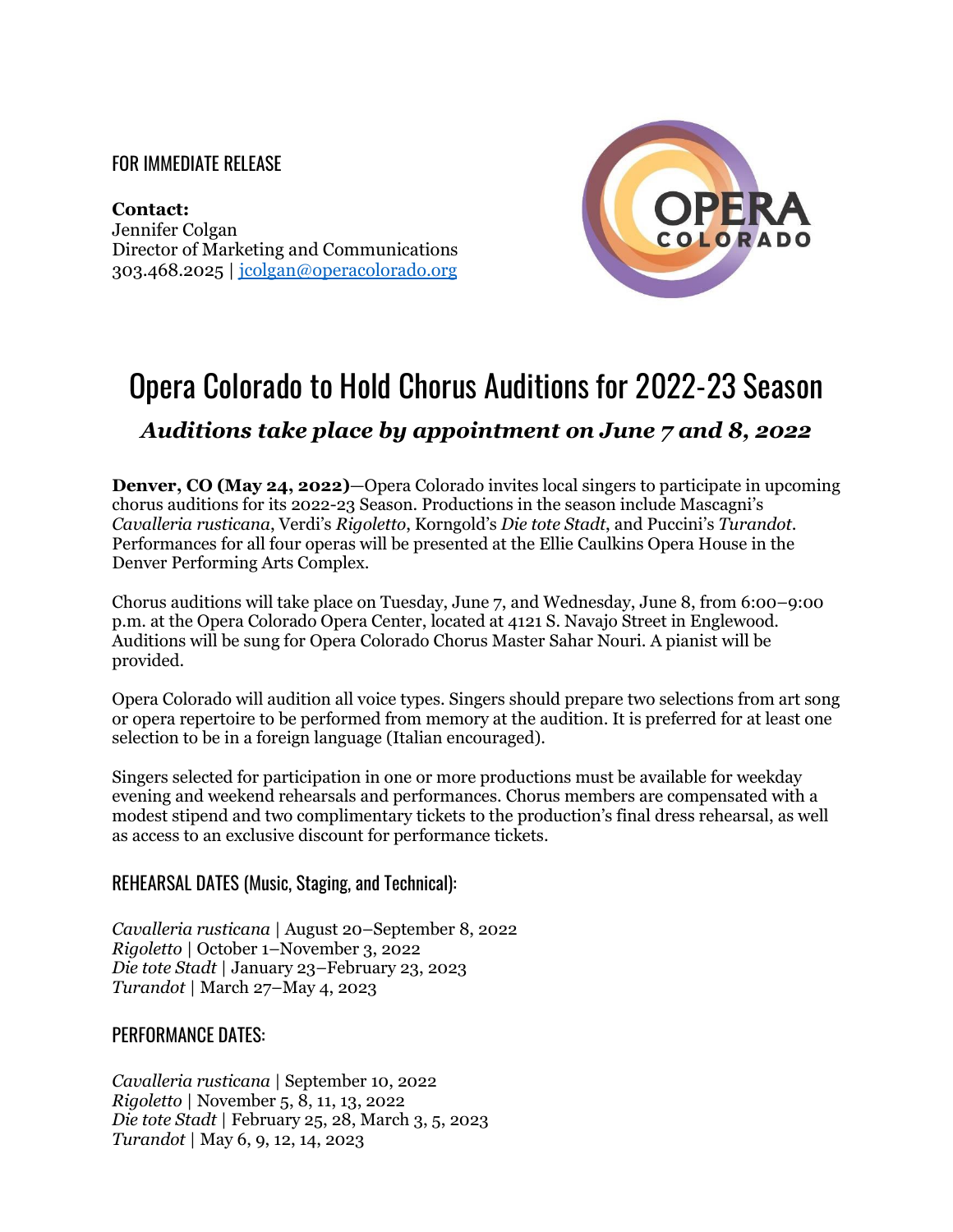FOR IMMEDIATE RELEASE

**Contact:**
Jennifer Colgan
Director of Marketing and Communications
303.468.2025 | [jcolgan@operacolorado.org](mailto:jcolgan@operacolorado.org)

OPERA COLORADO

# Opera Colorado to Hold Chorus Auditions for 2022-23 Season

## *Auditions take place by appointment on June 7 and 8, 2022*

**Denver, CO (May 24, 2022)**—Opera Colorado invites local singers to participate in upcoming chorus auditions for its 2022-23 Season. Productions in the season include Mascagni's *Cavalleria rusticana*, Verdi's *Rigoletto*, Korngold's *Die tote Stadt*, and Puccini's *Turandot*. Performances for all four operas will be presented at the Ellie Caulkins Opera House in the Denver Performing Arts Complex.

Chorus auditions will take place on Tuesday, June 7, and Wednesday, June 8, from 6:00–9:00 p.m. at the Opera Colorado Opera Center, located at 4121 S. Navajo Street in Englewood. Auditions will be sung for Opera Colorado Chorus Master Sahar Nouri. A pianist will be provided.

Opera Colorado will audition all voice types. Singers should prepare two selections from art song or opera repertoire to be performed from memory at the audition. It is preferred for at least one selection to be in a foreign language (Italian encouraged).

Singers selected for participation in one or more productions must be available for weekday evening and weekend rehearsals and performances. Chorus members are compensated with a modest stipend and two complimentary tickets to the production's final dress rehearsal, as well as access to an exclusive discount for performance tickets.

### REHEARSAL DATES (Music, Staging, and Technical):

*Cavalleria rusticana* | August 20–September 8, 2022
*Rigoletto* | October 1–November 3, 2022
*Die tote Stadt* | January 23–February 23, 2023
*Turandot* | March 27–May 4, 2023

### PERFORMANCE DATES:

*Cavalleria rusticana* | September 10, 2022
*Rigoletto* | November 5, 8, 11, 13, 2022
*Die tote Stadt* | February 25, 28, March 3, 5, 2023
*Turandot* | May 6, 9, 12, 14, 2023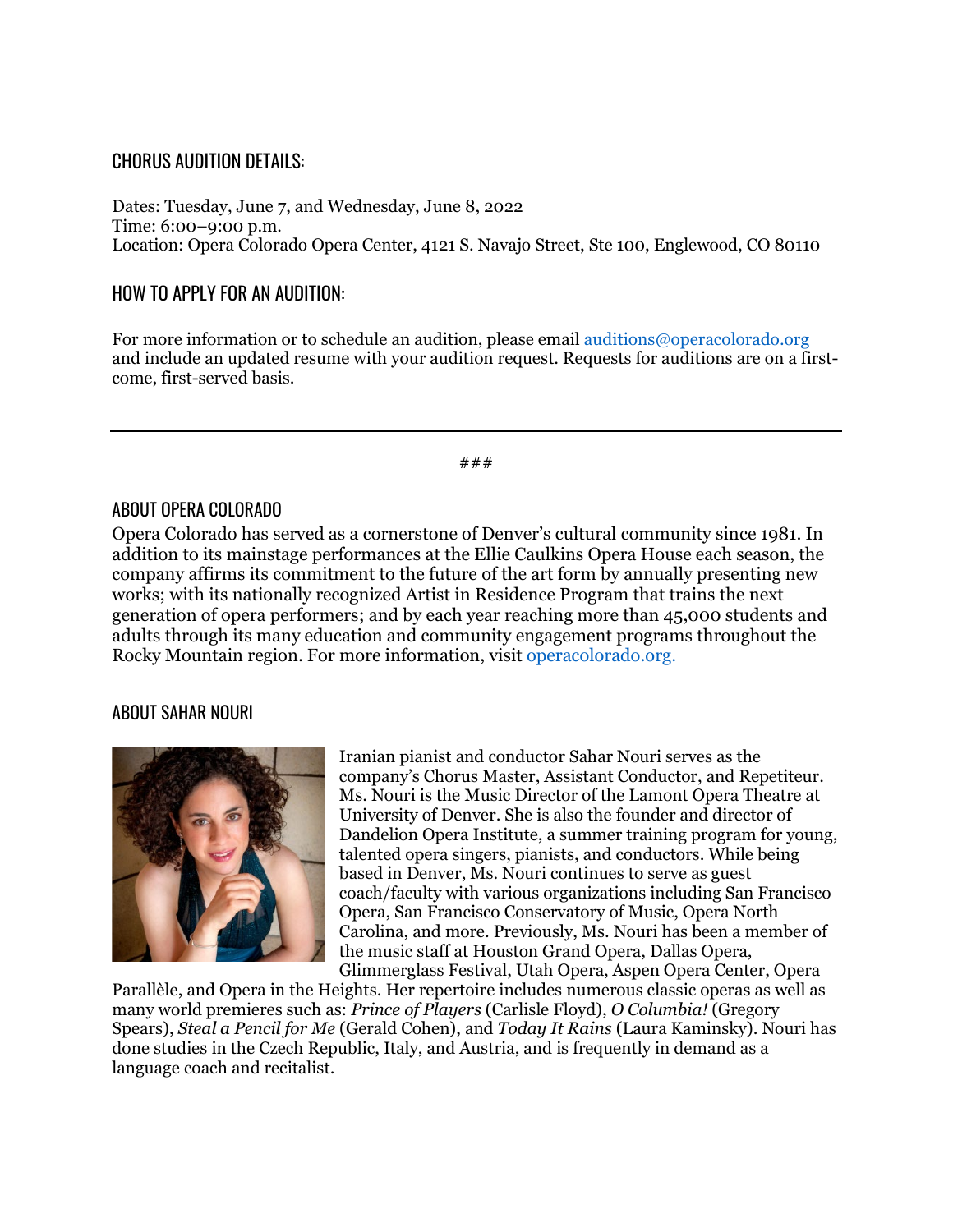## CHORUS AUDITION DETAILS:

Dates: Tuesday, June 7, and Wednesday, June 8, 2022
Time: 6:00–9:00 p.m.
Location: Opera Colorado Opera Center, 4121 S. Navajo Street, Ste 100, Englewood, CO 80110

## HOW TO APPLY FOR AN AUDITION:

For more information or to schedule an audition, please email auditions@operacolorado.org and include an updated resume with your audition request. Requests for auditions are on a first-come, first-served basis.

---

###

## ABOUT OPERA COLORADO

Opera Colorado has served as a cornerstone of Denver's cultural community since 1981. In addition to its mainstage performances at the Ellie Caulkins Opera House each season, the company affirms its commitment to the future of the art form by annually presenting new works; with its nationally recognized Artist in Residence Program that trains the next generation of opera performers; and by each year reaching more than 45,000 students and adults through its many education and community engagement programs throughout the Rocky Mountain region. For more information, visit operacolorado.org.

## ABOUT SAHAR NOURI

Iranian pianist and conductor Sahar Nouri serves as the company's Chorus Master, Assistant Conductor, and Repetiteur. Ms. Nouri is the Music Director of the Lamont Opera Theatre at University of Denver. She is also the founder and director of Dandelion Opera Institute, a summer training program for young, talented opera singers, pianists, and conductors. While being based in Denver, Ms. Nouri continues to serve as guest coach/faculty with various organizations including San Francisco Opera, San Francisco Conservatory of Music, Opera North Carolina, and more. Previously, Ms. Nouri has been a member of the music staff at Houston Grand Opera, Dallas Opera, Glimmerglass Festival, Utah Opera, Aspen Opera Center, Opera Parallèle, and Opera in the Heights. Her repertoire includes numerous classic operas as well as many world premieres such as: *Prince of Players* (Carlisle Floyd), *O Columbia!* (Gregory Spears), *Steal a Pencil for Me* (Gerald Cohen), and *Today It Rains* (Laura Kaminsky). Nouri has done studies in the Czech Republic, Italy, and Austria, and is frequently in demand as a language coach and recitalist.